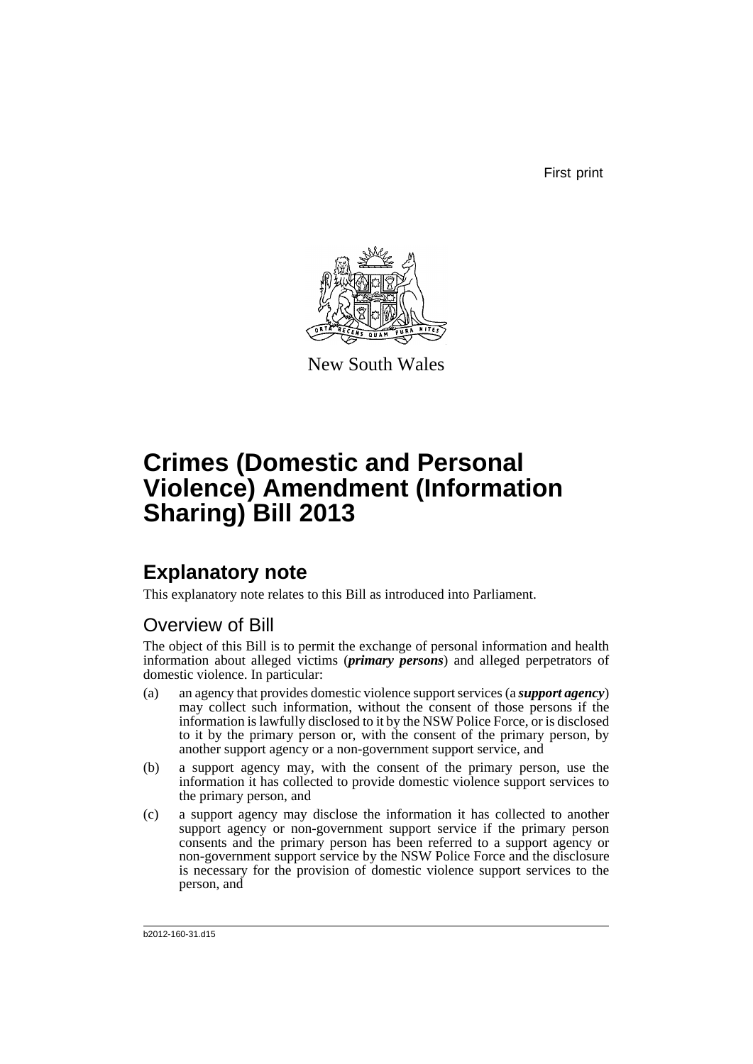First print

New South Wales

# Crimes (Domestic and Personal Violence) Amendment (Information Sharing) Bill 2013

## Explanatory note

This explanatory note relates to this Bill as introduced into Parliament.

### Overview of Bill

The object of this Bill is to permit the exchange of personal information and health information about alleged victims (***primary persons***) and alleged perpetrators of domestic violence. In particular:

(a) an agency that provides domestic violence support services (a ***support agency***) may collect such information, without the consent of those persons if the information is lawfully disclosed to it by the NSW Police Force, or is disclosed to it by the primary person or, with the consent of the primary person, by another support agency or a non-government support service, and

(b) a support agency may, with the consent of the primary person, use the information it has collected to provide domestic violence support services to the primary person, and

(c) a support agency may disclose the information it has collected to another support agency or non-government support service if the primary person consents and the primary person has been referred to a support agency or non-government support service by the NSW Police Force and the disclosure is necessary for the provision of domestic violence support services to the person, and

b2012-160-31.d15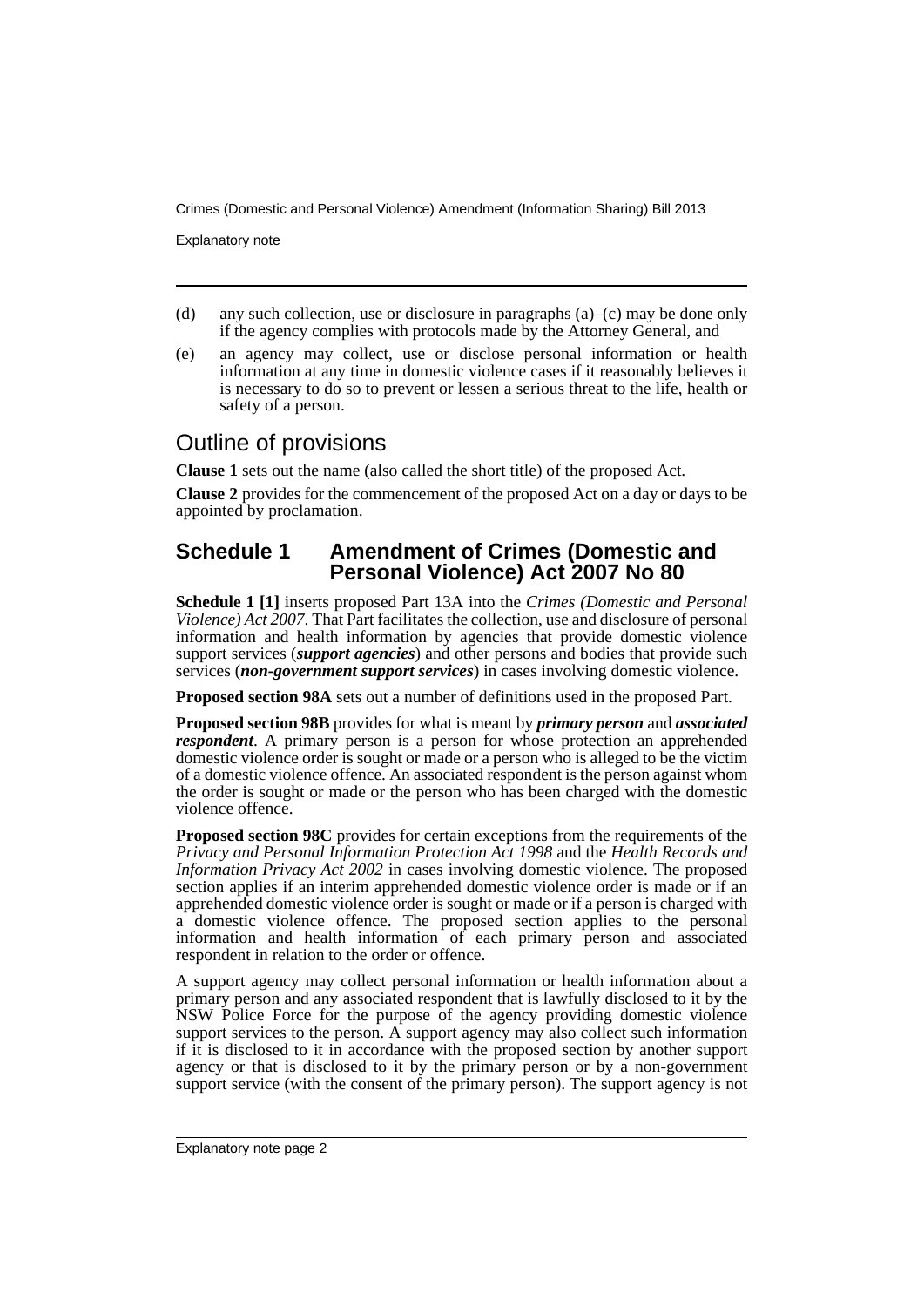(d) any such collection, use or disclosure in paragraphs (a)–(c) may be done only if the agency complies with protocols made by the Attorney General, and

(e) an agency may collect, use or disclose personal information or health information at any time in domestic violence cases if it reasonably believes it is necessary to do so to prevent or lessen a serious threat to the life, health or safety of a person.

## Outline of provisions

**Clause 1** sets out the name (also called the short title) of the proposed Act.

**Clause 2** provides for the commencement of the proposed Act on a day or days to be appointed by proclamation.

### Schedule 1 Amendment of Crimes (Domestic and Personal Violence) Act 2007 No 80

**Schedule 1 [1]** inserts proposed Part 13A into the *Crimes (Domestic and Personal Violence) Act 2007*. That Part facilitates the collection, use and disclosure of personal information and health information by agencies that provide domestic violence support services (***support agencies***) and other persons and bodies that provide such services (***non-government support services***) in cases involving domestic violence.

**Proposed section 98A** sets out a number of definitions used in the proposed Part.

**Proposed section 98B** provides for what is meant by ***primary person*** and ***associated respondent***. A primary person is a person for whose protection an apprehended domestic violence order is sought or made or a person who is alleged to be the victim of a domestic violence offence. An associated respondent is the person against whom the order is sought or made or the person who has been charged with the domestic violence offence.

**Proposed section 98C** provides for certain exceptions from the requirements of the *Privacy and Personal Information Protection Act 1998* and the *Health Records and Information Privacy Act 2002* in cases involving domestic violence. The proposed section applies if an interim apprehended domestic violence order is made or if an apprehended domestic violence order is sought or made or if a person is charged with a domestic violence offence. The proposed section applies to the personal information and health information of each primary person and associated respondent in relation to the order or offence.

A support agency may collect personal information or health information about a primary person and any associated respondent that is lawfully disclosed to it by the NSW Police Force for the purpose of the agency providing domestic violence support services to the person. A support agency may also collect such information if it is disclosed to it in accordance with the proposed section by another support agency or that is disclosed to it by the primary person or by a non-government support service (with the consent of the primary person). The support agency is not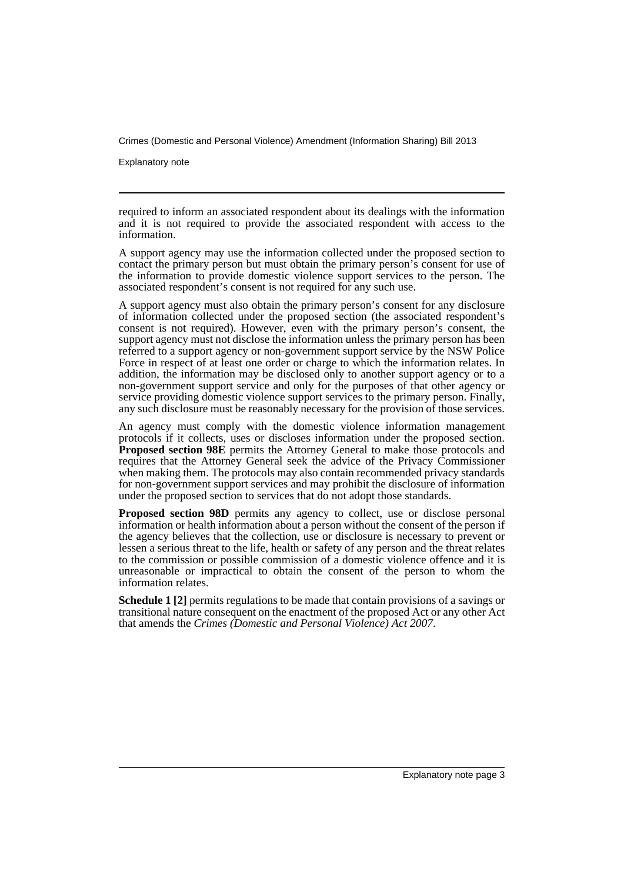required to inform an associated respondent about its dealings with the information and it is not required to provide the associated respondent with access to the information.

A support agency may use the information collected under the proposed section to contact the primary person but must obtain the primary person's consent for use of the information to provide domestic violence support services to the person. The associated respondent's consent is not required for any such use.

A support agency must also obtain the primary person's consent for any disclosure of information collected under the proposed section (the associated respondent's consent is not required). However, even with the primary person's consent, the support agency must not disclose the information unless the primary person has been referred to a support agency or non-government support service by the NSW Police Force in respect of at least one order or charge to which the information relates. In addition, the information may be disclosed only to another support agency or to a non-government support service and only for the purposes of that other agency or service providing domestic violence support services to the primary person. Finally, any such disclosure must be reasonably necessary for the provision of those services.

An agency must comply with the domestic violence information management protocols if it collects, uses or discloses information under the proposed section. **Proposed section 98E** permits the Attorney General to make those protocols and requires that the Attorney General seek the advice of the Privacy Commissioner when making them. The protocols may also contain recommended privacy standards for non-government support services and may prohibit the disclosure of information under the proposed section to services that do not adopt those standards.

**Proposed section 98D** permits any agency to collect, use or disclose personal information or health information about a person without the consent of the person if the agency believes that the collection, use or disclosure is necessary to prevent or lessen a serious threat to the life, health or safety of any person and the threat relates to the commission or possible commission of a domestic violence offence and it is unreasonable or impractical to obtain the consent of the person to whom the information relates.

**Schedule 1 [2]** permits regulations to be made that contain provisions of a savings or transitional nature consequent on the enactment of the proposed Act or any other Act that amends the *Crimes (Domestic and Personal Violence) Act 2007*.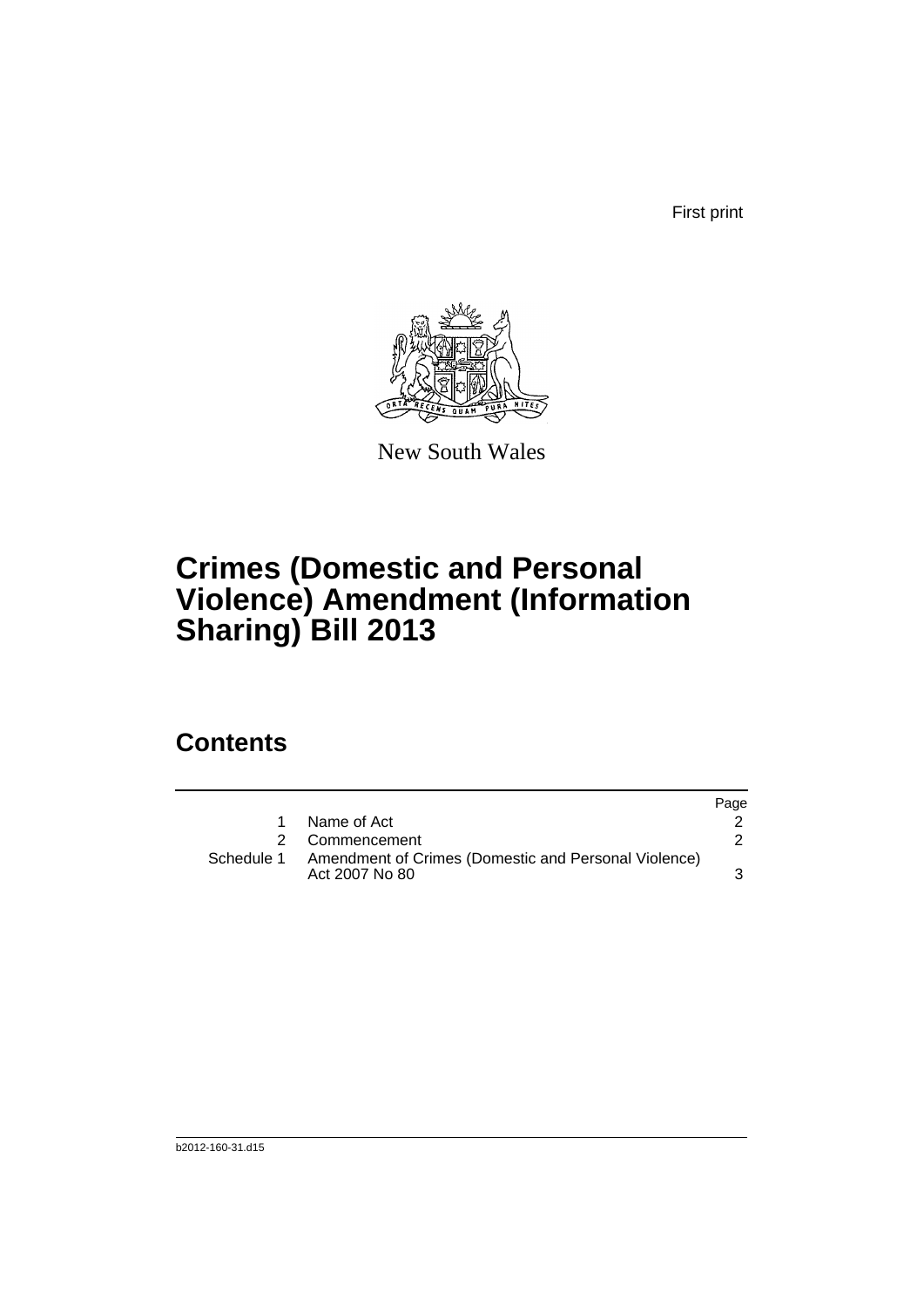First print

New South Wales

# Crimes (Domestic and Personal Violence) Amendment (Information Sharing) Bill 2013

## Contents

| | | Page |
|---|---|---|
| 1 | Name of Act | 2 |
| 2 | Commencement | 2 |
| Schedule 1 | Amendment of Crimes (Domestic and Personal Violence) Act 2007 No 80 | 3 |

b2012-160-31.d15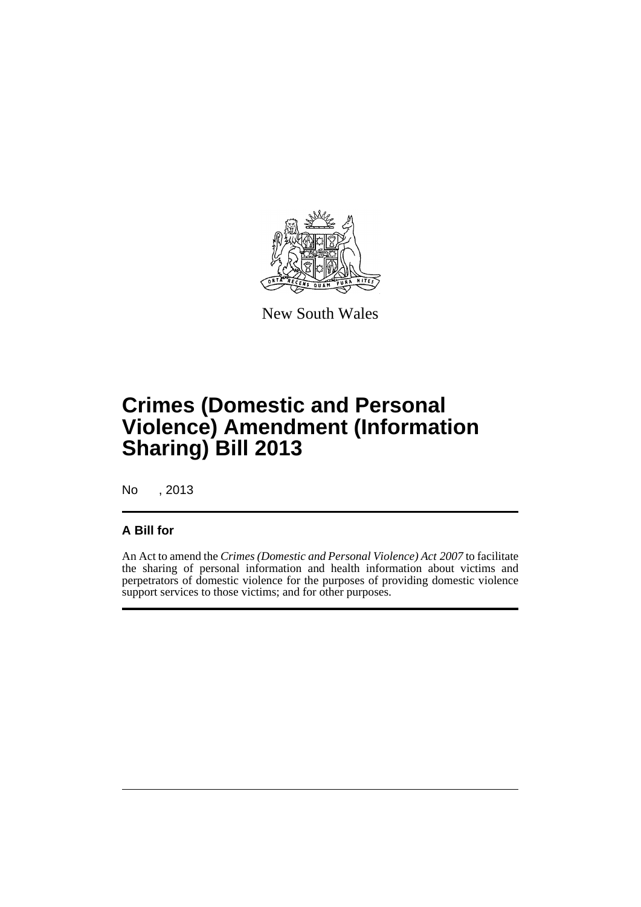New South Wales

# Crimes (Domestic and Personal Violence) Amendment (Information Sharing) Bill 2013

No , 2013

## A Bill for

An Act to amend the *Crimes (Domestic and Personal Violence) Act 2007* to facilitate the sharing of personal information and health information about victims and perpetrators of domestic violence for the purposes of providing domestic violence support services to those victims; and for other purposes.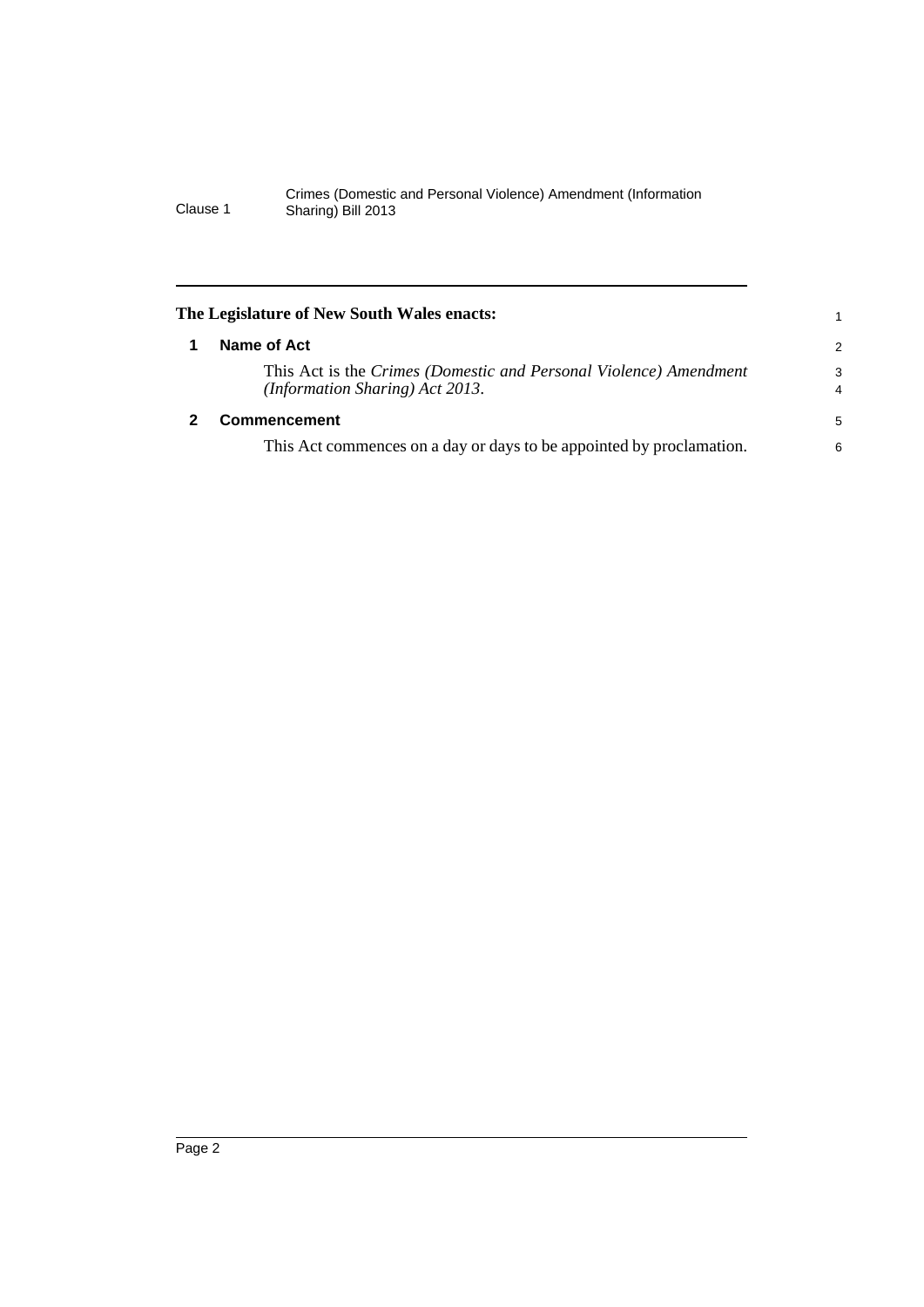**The Legislature of New South Wales enacts:**

## 1 Name of Act

This Act is the *Crimes (Domestic and Personal Violence) Amendment (Information Sharing) Act 2013*.

## 2 Commencement

This Act commences on a day or days to be appointed by proclamation.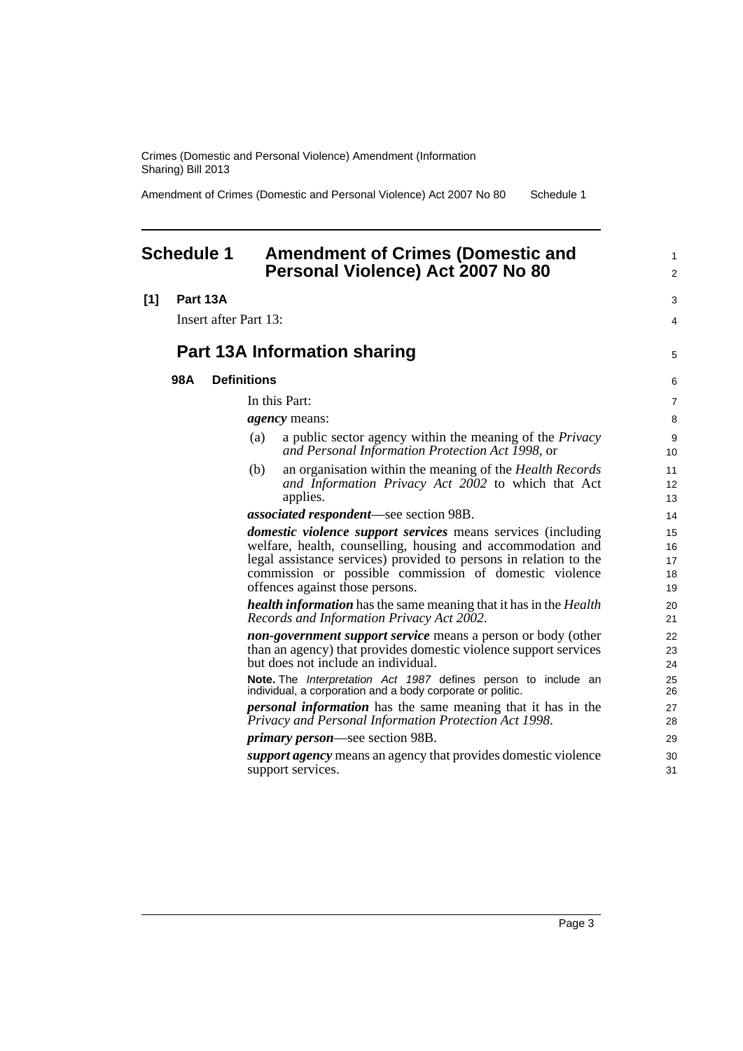## Schedule 1 Amendment of Crimes (Domestic and Personal Violence) Act 2007 No 80

**[1] Part 13A**

Insert after Part 13:

## Part 13A Information sharing

### 98A Definitions

In this Part:

***agency*** means:

(a) a public sector agency within the meaning of the *Privacy and Personal Information Protection Act 1998*, or

(b) an organisation within the meaning of the *Health Records and Information Privacy Act 2002* to which that Act applies.

***associated respondent***—see section 98B.

***domestic violence support services*** means services (including welfare, health, counselling, housing and accommodation and legal assistance services) provided to persons in relation to the commission or possible commission of domestic violence offences against those persons.

***health information*** has the same meaning that it has in the *Health Records and Information Privacy Act 2002*.

***non-government support service*** means a person or body (other than an agency) that provides domestic violence support services but does not include an individual.

**Note.** The *Interpretation Act 1987* defines person to include an individual, a corporation and a body corporate or politic.

***personal information*** has the same meaning that it has in the *Privacy and Personal Information Protection Act 1998*.

***primary person***—see section 98B.

***support agency*** means an agency that provides domestic violence support services.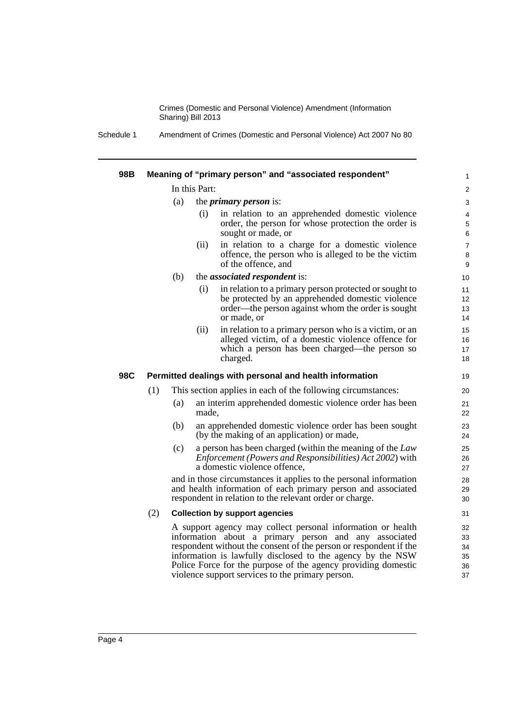## 98B Meaning of "primary person" and "associated respondent"

In this Part:

(a) the ***primary person*** is:

(i) in relation to an apprehended domestic violence order, the person for whose protection the order is sought or made, or

(ii) in relation to a charge for a domestic violence offence, the person who is alleged to be the victim of the offence, and

(b) the ***associated respondent*** is:

(i) in relation to a primary person protected or sought to be protected by an apprehended domestic violence order—the person against whom the order is sought or made, or

(ii) in relation to a primary person who is a victim, or an alleged victim, of a domestic violence offence for which a person has been charged—the person so charged.

## 98C Permitted dealings with personal and health information

(1) This section applies in each of the following circumstances:

(a) an interim apprehended domestic violence order has been made,

(b) an apprehended domestic violence order has been sought (by the making of an application) or made,

(c) a person has been charged (within the meaning of the *Law Enforcement (Powers and Responsibilities) Act 2002*) with a domestic violence offence,

and in those circumstances it applies to the personal information and health information of each primary person and associated respondent in relation to the relevant order or charge.

(2) **Collection by support agencies**

A support agency may collect personal information or health information about a primary person and any associated respondent without the consent of the person or respondent if the information is lawfully disclosed to the agency by the NSW Police Force for the purpose of the agency providing domestic violence support services to the primary person.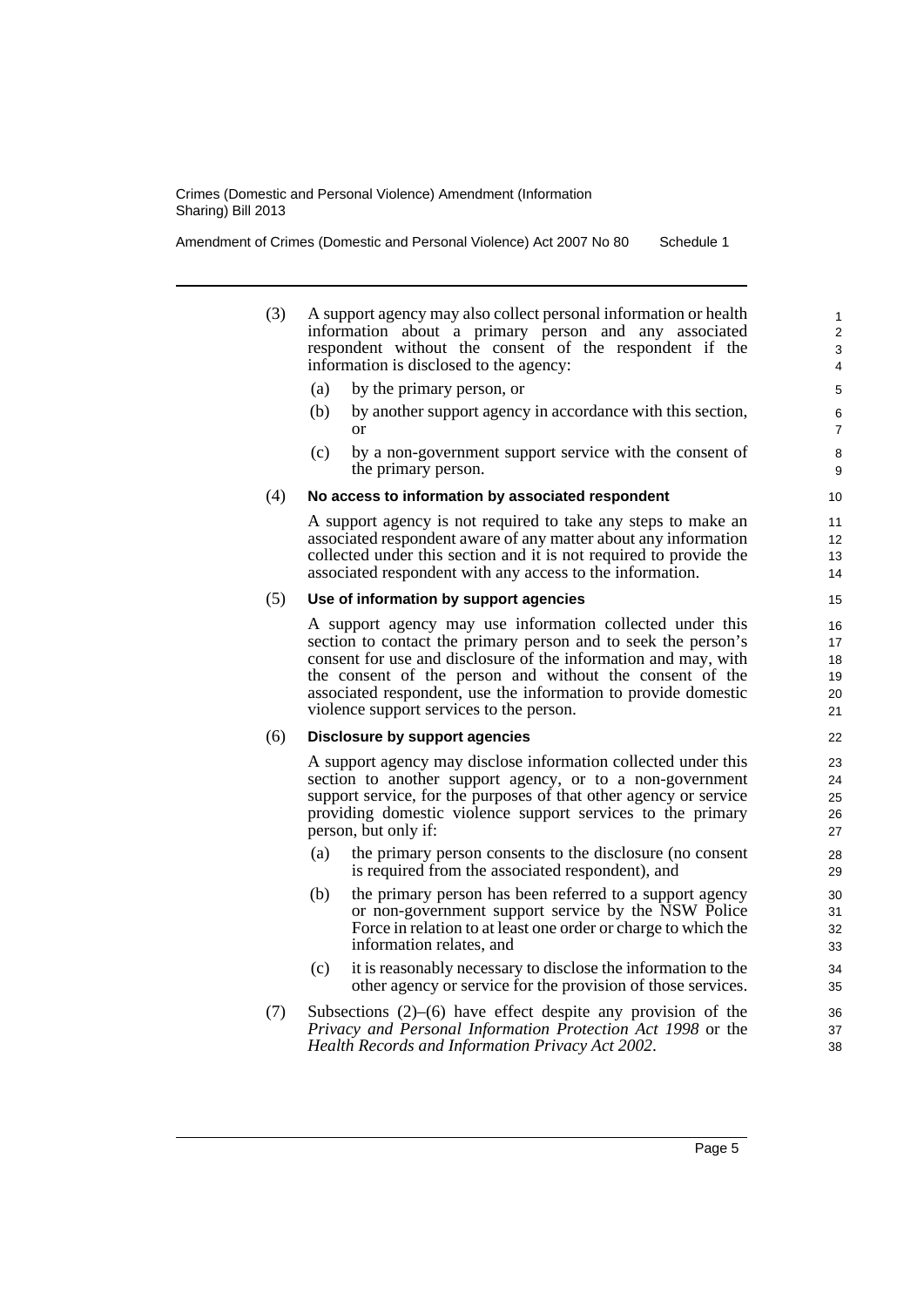(3) A support agency may also collect personal information or health information about a primary person and any associated respondent without the consent of the respondent if the information is disclosed to the agency:

(a) by the primary person, or

(b) by another support agency in accordance with this section, or

(c) by a non-government support service with the consent of the primary person.

(4) **No access to information by associated respondent**

A support agency is not required to take any steps to make an associated respondent aware of any matter about any information collected under this section and it is not required to provide the associated respondent with any access to the information.

(5) **Use of information by support agencies**

A support agency may use information collected under this section to contact the primary person and to seek the person's consent for use and disclosure of the information and may, with the consent of the person and without the consent of the associated respondent, use the information to provide domestic violence support services to the person.

(6) **Disclosure by support agencies**

A support agency may disclose information collected under this section to another support agency, or to a non-government support service, for the purposes of that other agency or service providing domestic violence support services to the primary person, but only if:

(a) the primary person consents to the disclosure (no consent is required from the associated respondent), and

(b) the primary person has been referred to a support agency or non-government support service by the NSW Police Force in relation to at least one order or charge to which the information relates, and

(c) it is reasonably necessary to disclose the information to the other agency or service for the provision of those services.

(7) Subsections (2)–(6) have effect despite any provision of the *Privacy and Personal Information Protection Act 1998* or the *Health Records and Information Privacy Act 2002*.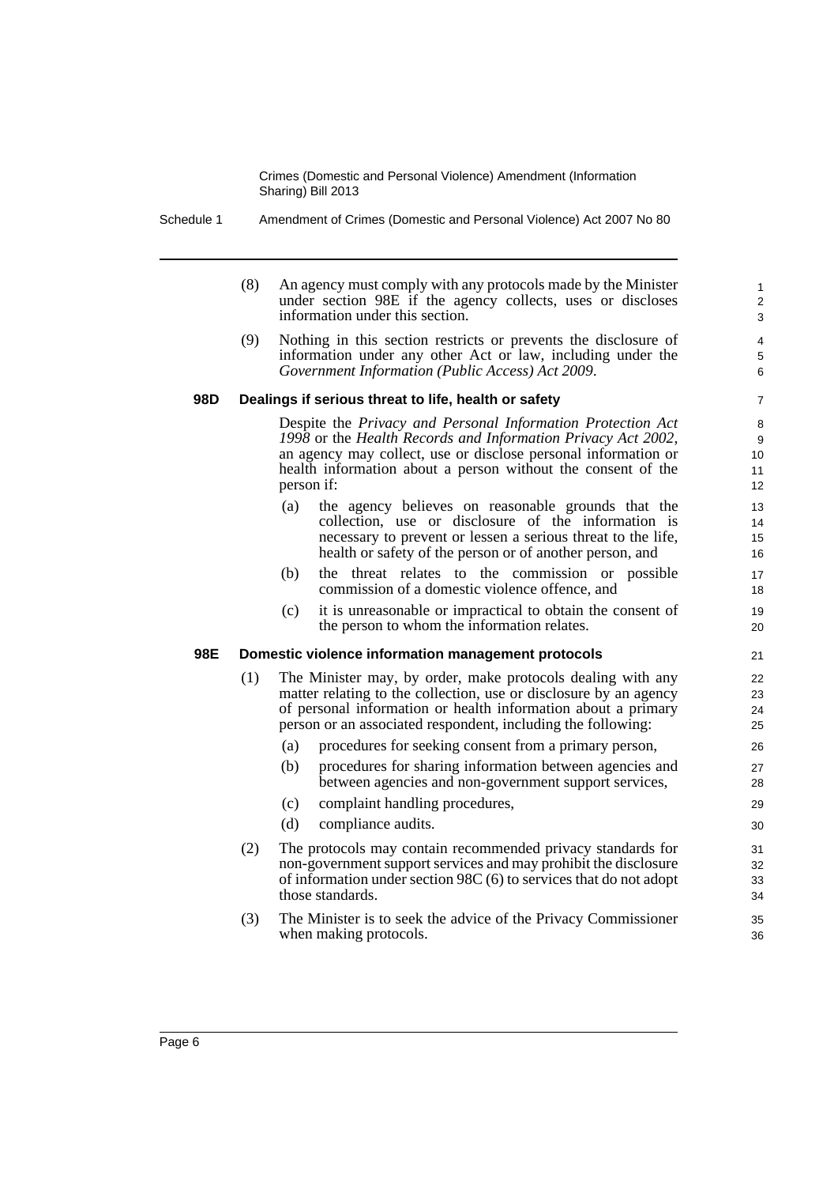(8) An agency must comply with any protocols made by the Minister under section 98E if the agency collects, uses or discloses information under this section.

(9) Nothing in this section restricts or prevents the disclosure of information under any other Act or law, including under the *Government Information (Public Access) Act 2009*.

### 98D Dealings if serious threat to life, health or safety

Despite the *Privacy and Personal Information Protection Act 1998* or the *Health Records and Information Privacy Act 2002*, an agency may collect, use or disclose personal information or health information about a person without the consent of the person if:

(a) the agency believes on reasonable grounds that the collection, use or disclosure of the information is necessary to prevent or lessen a serious threat to the life, health or safety of the person or of another person, and

(b) the threat relates to the commission or possible commission of a domestic violence offence, and

(c) it is unreasonable or impractical to obtain the consent of the person to whom the information relates.

### 98E Domestic violence information management protocols

(1) The Minister may, by order, make protocols dealing with any matter relating to the collection, use or disclosure by an agency of personal information or health information about a primary person or an associated respondent, including the following:

(a) procedures for seeking consent from a primary person,

(b) procedures for sharing information between agencies and between agencies and non-government support services,

(c) complaint handling procedures,

(d) compliance audits.

(2) The protocols may contain recommended privacy standards for non-government support services and may prohibit the disclosure of information under section 98C (6) to services that do not adopt those standards.

(3) The Minister is to seek the advice of the Privacy Commissioner when making protocols.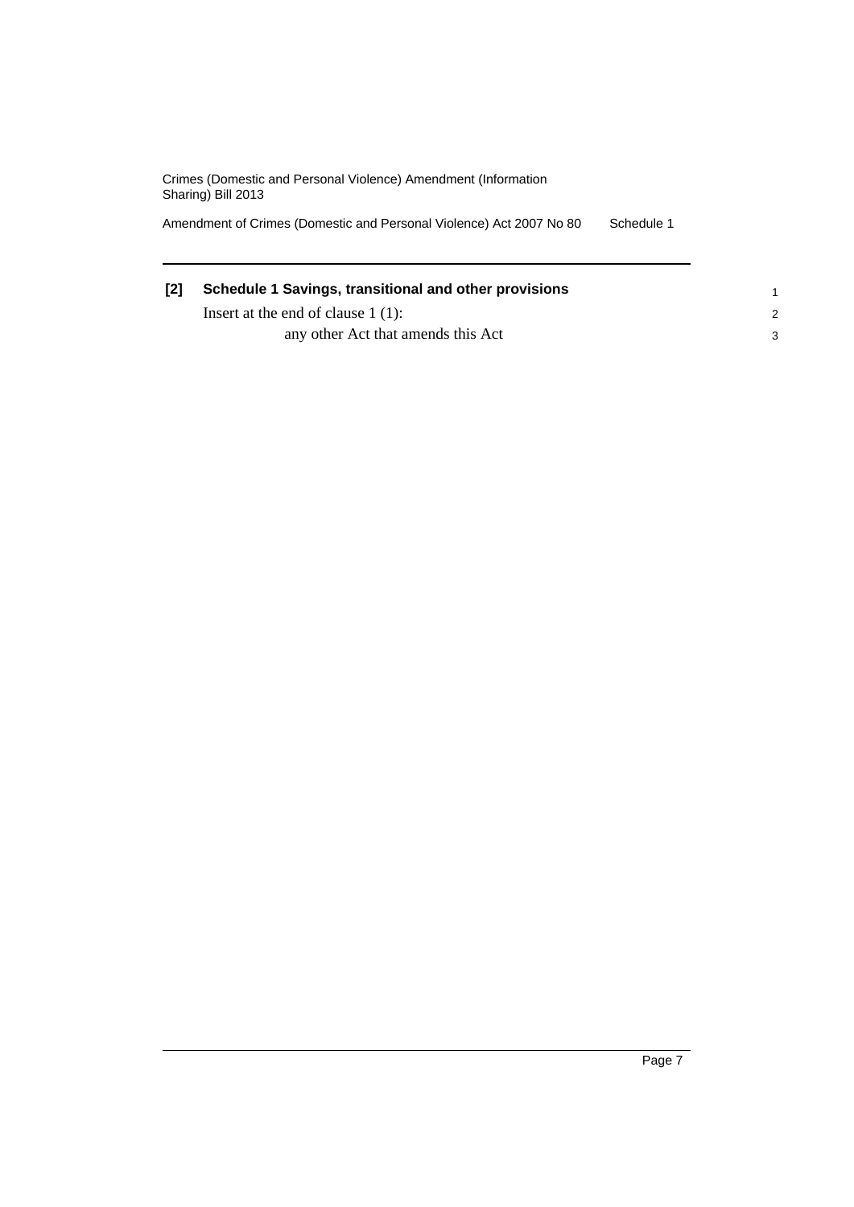**[2] Schedule 1 Savings, transitional and other provisions**

Insert at the end of clause 1 (1):

any other Act that amends this Act